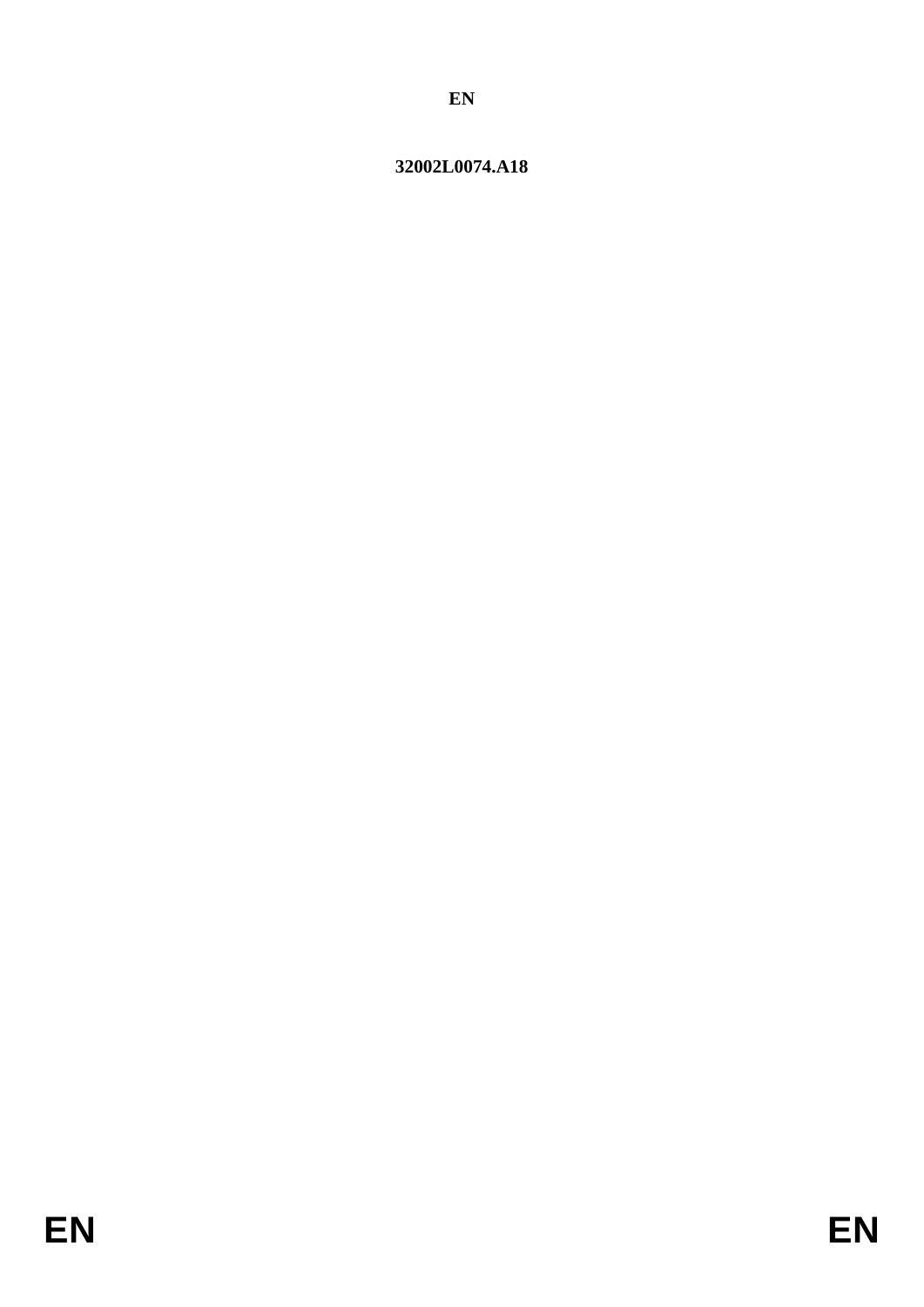**EN**

**32002L0074.A18**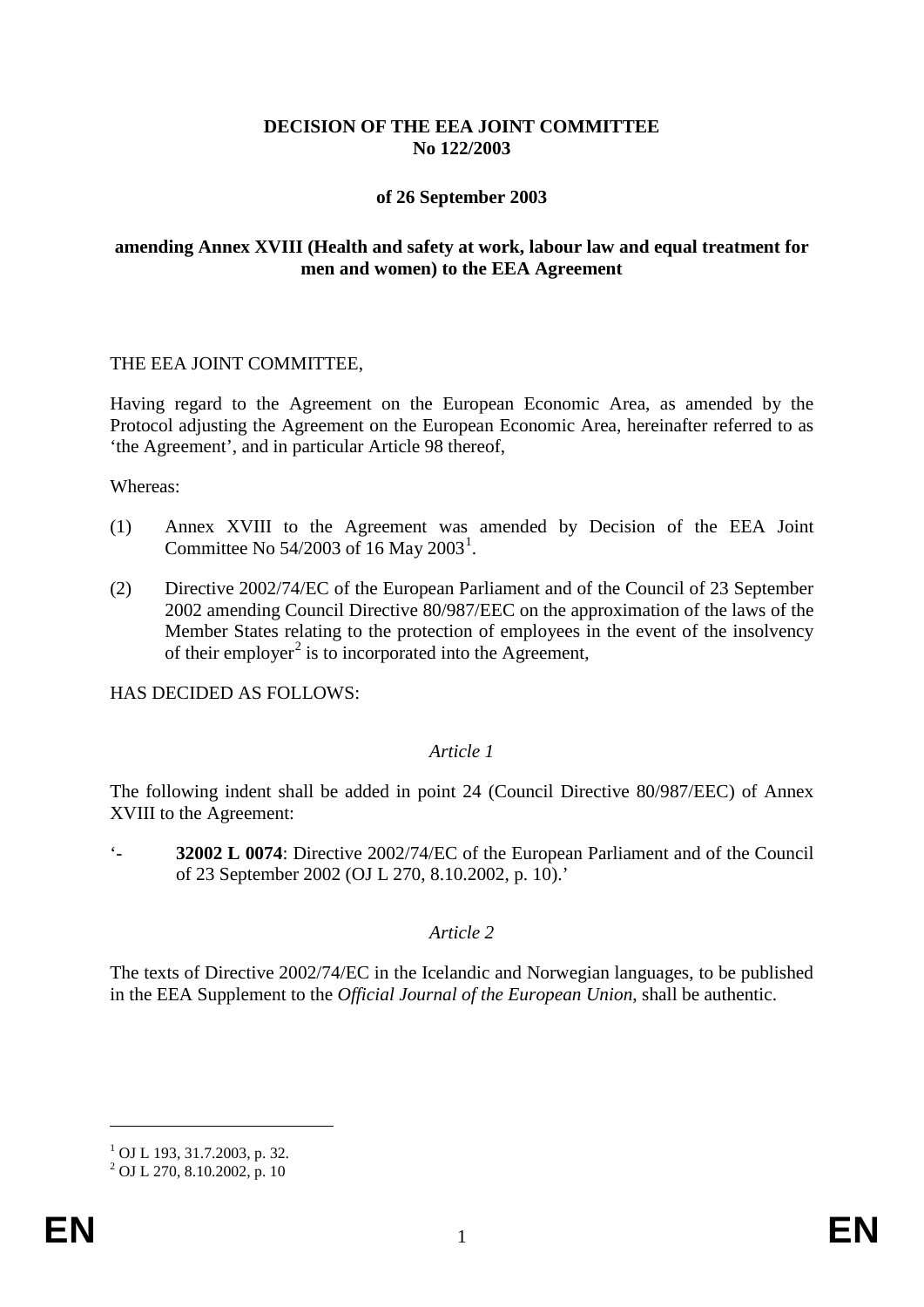**DECISION OF THE EEA JOINT COMMITTEE No 122/2003**

**of 26 September 2003**

**amending Annex XVIII (Health and safety at work, labour law and equal treatment for men and women) to the EEA Agreement**

THE EEA JOINT COMMITTEE,

Having regard to the Agreement on the European Economic Area, as amended by the Protocol adjusting the Agreement on the European Economic Area, hereinafter referred to as 'the Agreement', and in particular Article 98 thereof,

Whereas:

(1) Annex XVIII to the Agreement was amended by Decision of the EEA Joint Committee No 54/2003 of 16 May 2003[1].

(2) Directive 2002/74/EC of the European Parliament and of the Council of 23 September 2002 amending Council Directive 80/987/EEC on the approximation of the laws of the Member States relating to the protection of employees in the event of the insolvency of their employer[2] is to incorporated into the Agreement,

HAS DECIDED AS FOLLOWS:

*Article 1*

The following indent shall be added in point 24 (Council Directive 80/987/EEC) of Annex XVIII to the Agreement:

'- **32002 L 0074**: Directive 2002/74/EC of the European Parliament and of the Council of 23 September 2002 (OJ L 270, 8.10.2002, p. 10).'

*Article 2*

The texts of Directive 2002/74/EC in the Icelandic and Norwegian languages, to be published in the EEA Supplement to the *Official Journal of the European Union*, shall be authentic.

---

[1] OJ L 193, 31.7.2003, p. 32.

[2] OJ L 270, 8.10.2002, p. 10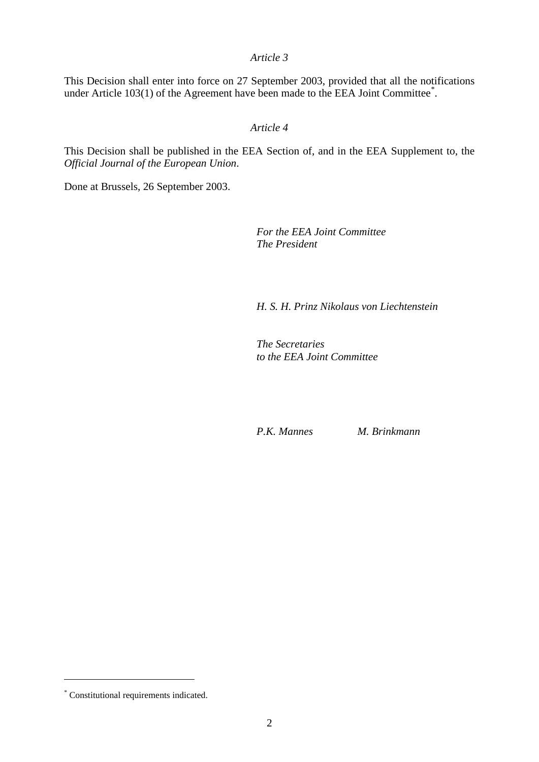*Article 3*

This Decision shall enter into force on 27 September 2003, provided that all the notifications under Article 103(1) of the Agreement have been made to the EEA Joint Committee[*].

*Article 4*

This Decision shall be published in the EEA Section of, and in the EEA Supplement to, the *Official Journal of the European Union*.

Done at Brussels, 26 September 2003.

*For the EEA Joint Committee*
*The President*

*H. S. H. Prinz Nikolaus von Liechtenstein*

*The Secretaries*
*to the EEA Joint Committee*

*P.K. Mannes* *M. Brinkmann*

[*] Constitutional requirements indicated.